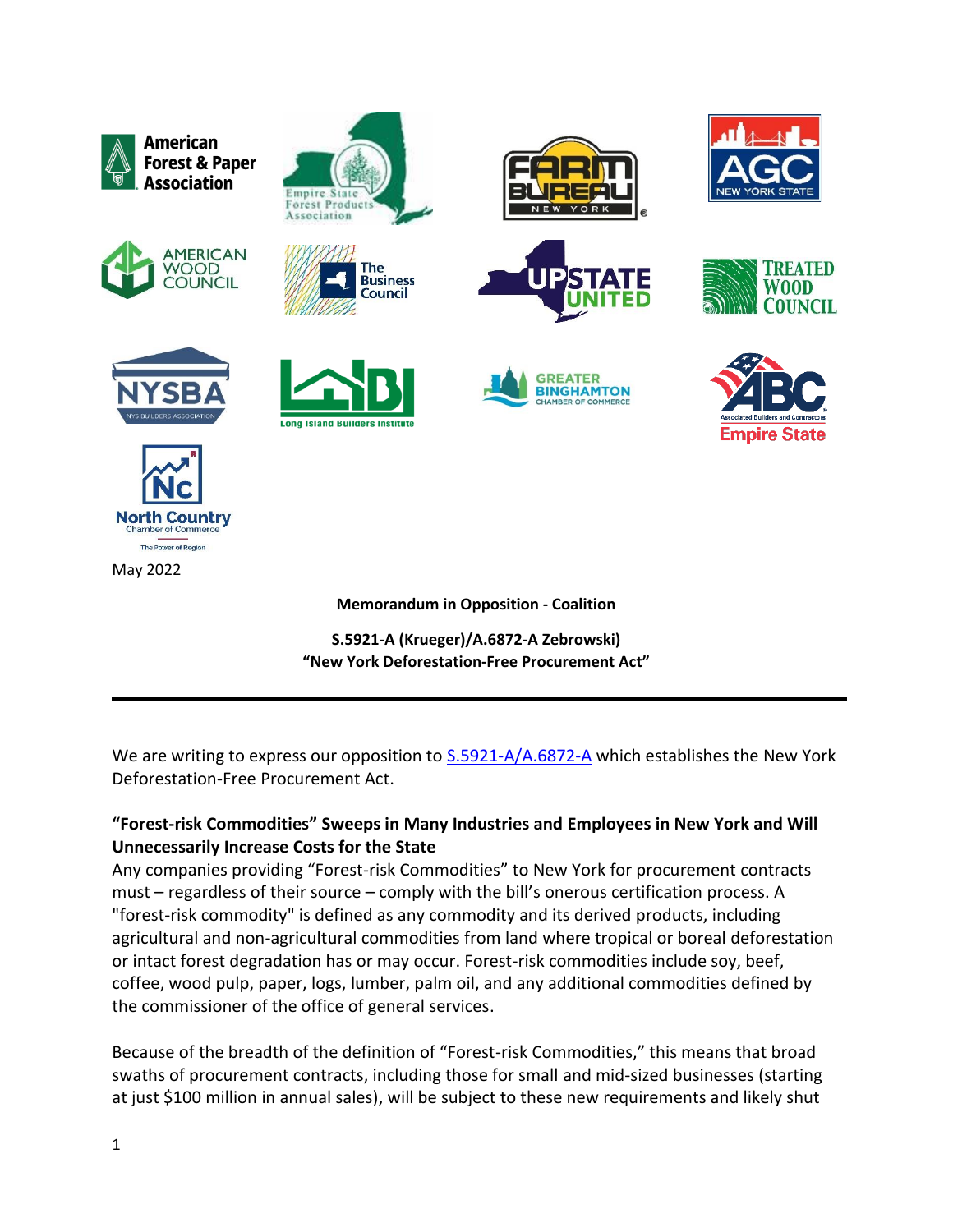May 2022

**Memorandum in Opposition - Coalition**

**S.5921-A (Krueger)/A.6872-A Zebrowski)**
**"New York Deforestation-Free Procurement Act"**

---

We are writing to express our opposition to S.5921-A/A.6872-A which establishes the New York Deforestation-Free Procurement Act.

**"Forest-risk Commodities" Sweeps in Many Industries and Employees in New York and Will Unnecessarily Increase Costs for the State**

Any companies providing "Forest-risk Commodities" to New York for procurement contracts must – regardless of their source – comply with the bill's onerous certification process. A "forest-risk commodity" is defined as any commodity and its derived products, including agricultural and non-agricultural commodities from land where tropical or boreal deforestation or intact forest degradation has or may occur. Forest-risk commodities include soy, beef, coffee, wood pulp, paper, logs, lumber, palm oil, and any additional commodities defined by the commissioner of the office of general services.

Because of the breadth of the definition of "Forest-risk Commodities," this means that broad swaths of procurement contracts, including those for small and mid-sized businesses (starting at just $100 million in annual sales), will be subject to these new requirements and likely shut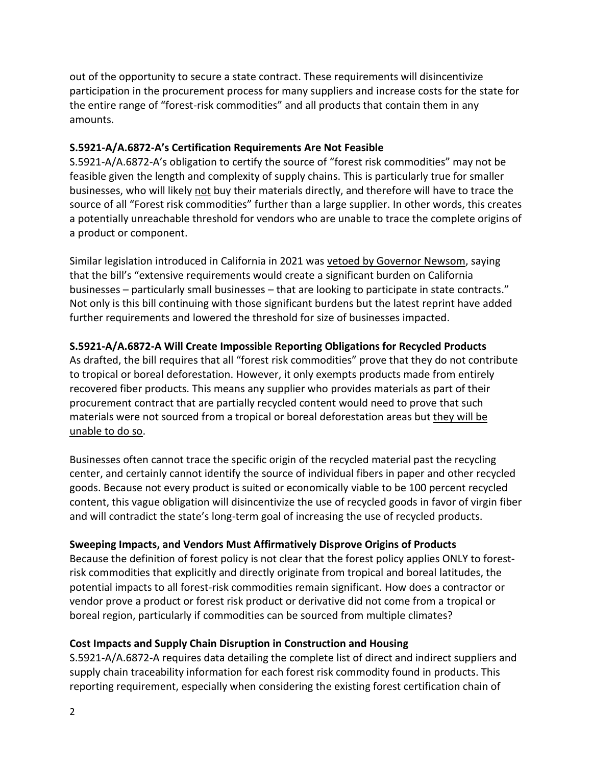out of the opportunity to secure a state contract. These requirements will disincentivize participation in the procurement process for many suppliers and increase costs for the state for the entire range of "forest-risk commodities" and all products that contain them in any amounts.

**S.5921-A/A.6872-A's Certification Requirements Are Not Feasible**

S.5921-A/A.6872-A's obligation to certify the source of "forest risk commodities" may not be feasible given the length and complexity of supply chains. This is particularly true for smaller businesses, who will likely not buy their materials directly, and therefore will have to trace the source of all "Forest risk commodities" further than a large supplier. In other words, this creates a potentially unreachable threshold for vendors who are unable to trace the complete origins of a product or component.

Similar legislation introduced in California in 2021 was vetoed by Governor Newsom, saying that the bill's "extensive requirements would create a significant burden on California businesses – particularly small businesses – that are looking to participate in state contracts." Not only is this bill continuing with those significant burdens but the latest reprint have added further requirements and lowered the threshold for size of businesses impacted.

**S.5921-A/A.6872-A Will Create Impossible Reporting Obligations for Recycled Products**

As drafted, the bill requires that all "forest risk commodities" prove that they do not contribute to tropical or boreal deforestation. However, it only exempts products made from entirely recovered fiber products. This means any supplier who provides materials as part of their procurement contract that are partially recycled content would need to prove that such materials were not sourced from a tropical or boreal deforestation areas but they will be unable to do so.

Businesses often cannot trace the specific origin of the recycled material past the recycling center, and certainly cannot identify the source of individual fibers in paper and other recycled goods. Because not every product is suited or economically viable to be 100 percent recycled content, this vague obligation will disincentivize the use of recycled goods in favor of virgin fiber and will contradict the state's long-term goal of increasing the use of recycled products.

**Sweeping Impacts, and Vendors Must Affirmatively Disprove Origins of Products**

Because the definition of forest policy is not clear that the forest policy applies ONLY to forest-risk commodities that explicitly and directly originate from tropical and boreal latitudes, the potential impacts to all forest-risk commodities remain significant. How does a contractor or vendor prove a product or forest risk product or derivative did not come from a tropical or boreal region, particularly if commodities can be sourced from multiple climates?

**Cost Impacts and Supply Chain Disruption in Construction and Housing**

S.5921-A/A.6872-A requires data detailing the complete list of direct and indirect suppliers and supply chain traceability information for each forest risk commodity found in products. This reporting requirement, especially when considering the existing forest certification chain of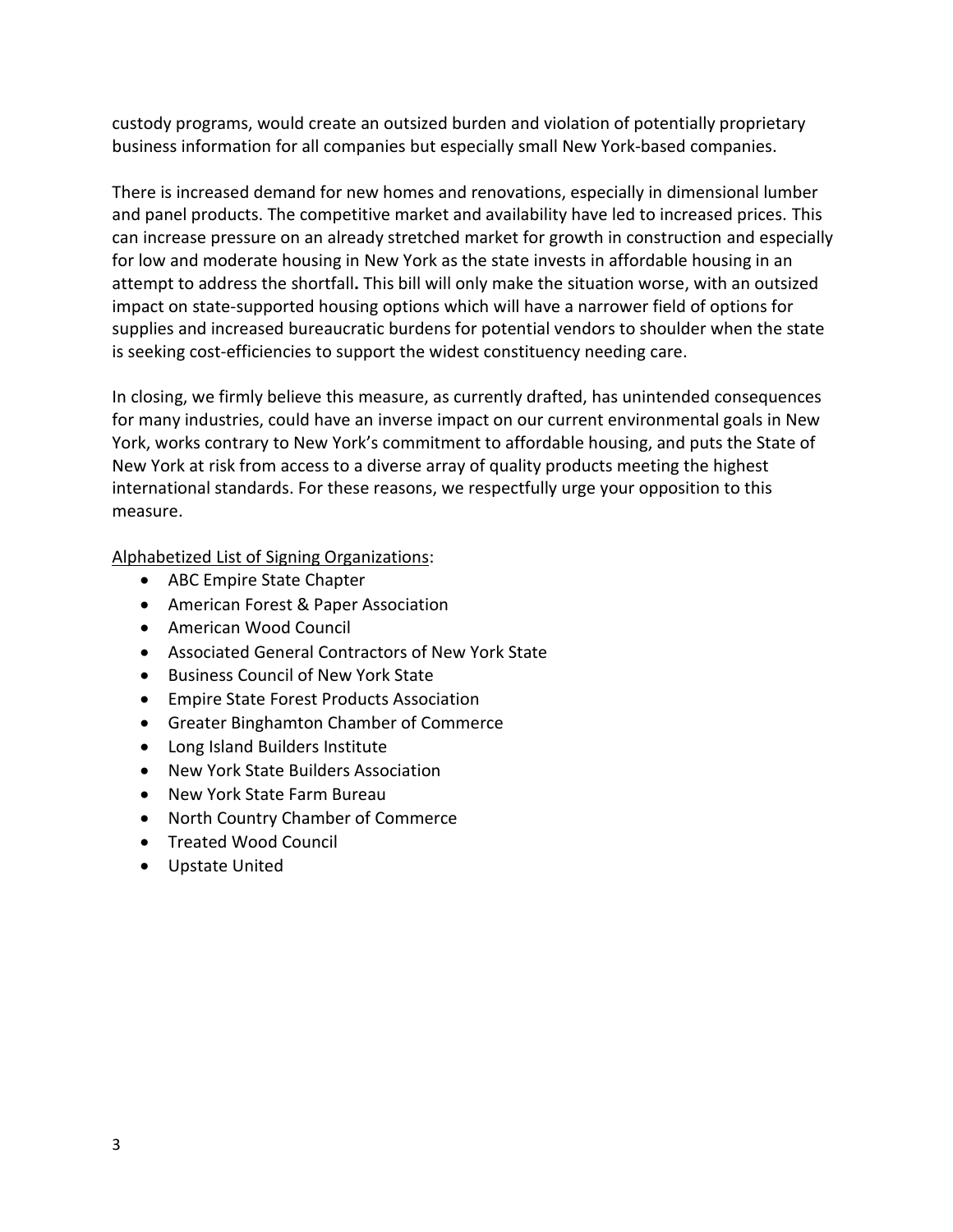custody programs, would create an outsized burden and violation of potentially proprietary business information for all companies but especially small New York-based companies.

There is increased demand for new homes and renovations, especially in dimensional lumber and panel products. The competitive market and availability have led to increased prices. This can increase pressure on an already stretched market for growth in construction and especially for low and moderate housing in New York as the state invests in affordable housing in an attempt to address the shortfall**.** This bill will only make the situation worse, with an outsized impact on state-supported housing options which will have a narrower field of options for supplies and increased bureaucratic burdens for potential vendors to shoulder when the state is seeking cost-efficiencies to support the widest constituency needing care.

In closing, we firmly believe this measure, as currently drafted, has unintended consequences for many industries, could have an inverse impact on our current environmental goals in New York, works contrary to New York's commitment to affordable housing, and puts the State of New York at risk from access to a diverse array of quality products meeting the highest international standards. For these reasons, we respectfully urge your opposition to this measure.

<u>Alphabetized List of Signing Organizations</u>:

- ABC Empire State Chapter
- American Forest & Paper Association
- American Wood Council
- Associated General Contractors of New York State
- Business Council of New York State
- Empire State Forest Products Association
- Greater Binghamton Chamber of Commerce
- Long Island Builders Institute
- New York State Builders Association
- New York State Farm Bureau
- North Country Chamber of Commerce
- Treated Wood Council
- Upstate United